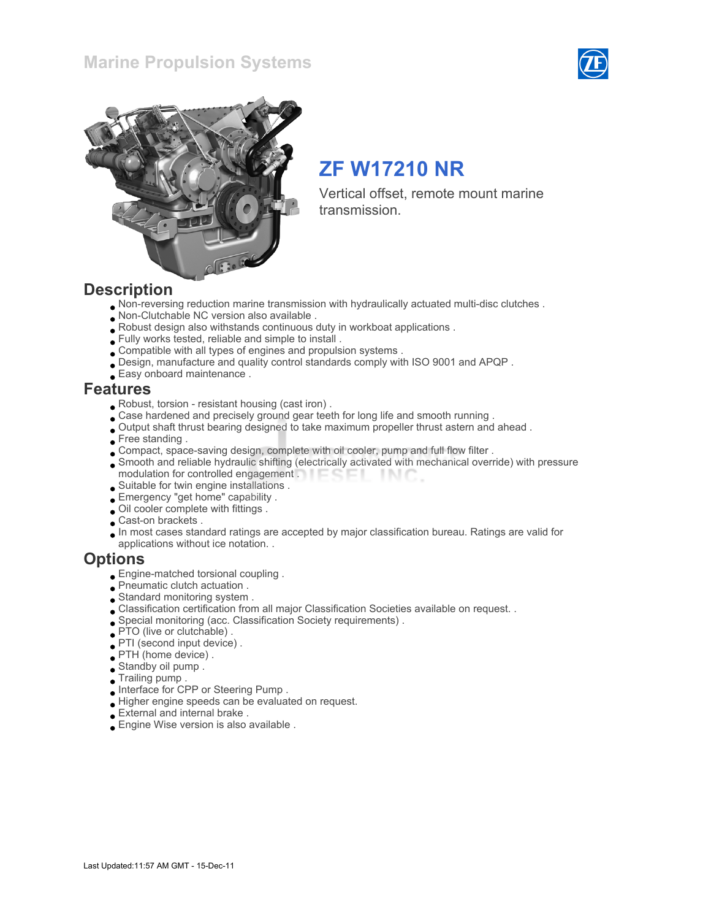# Marine Propulsion Systems

## ZF W17210 NR

Vertical offset, remote mount marine transmission.

## Description

- Non-reversing reduction marine transmission with hydraulically actuated multi-disc clutches .
- Non-Clutchable NC version also available .
- Robust design also withstands continuous duty in workboat applications .
- Fully works tested, reliable and simple to install .
- Compatible with all types of engines and propulsion systems .
- Design, manufacture and quality control standards comply with ISO 9001 and APQP .
- Easy onboard maintenance .

## Features

- Robust, torsion - resistant housing (cast iron) .
- Case hardened and precisely ground gear teeth for long life and smooth running .
- Output shaft thrust bearing designed to take maximum propeller thrust astern and ahead .
- Free standing .
- Compact, space-saving design, complete with oil cooler, pump and full flow filter .
- Smooth and reliable hydraulic shifting (electrically activated with mechanical override) with pressure modulation for controlled engagement .
- Suitable for twin engine installations .
- Emergency "get home" capability .
- Oil cooler complete with fittings .
- Cast-on brackets .
- In most cases standard ratings are accepted by major classification bureau. Ratings are valid for applications without ice notation. .

## Options

- Engine-matched torsional coupling .
- Pneumatic clutch actuation .
- Standard monitoring system .
- Classification certification from all major Classification Societies available on request. .
- Special monitoring (acc. Classification Society requirements) .
- PTO (live or clutchable) .
- PTI (second input device) .
- PTH (home device) .
- Standby oil pump .
- Trailing pump .
- Interface for CPP or Steering Pump .
- Higher engine speeds can be evaluated on request.
- External and internal brake .
- Engine Wise version is also available .

Last Updated:11:57 AM GMT - 15-Dec-11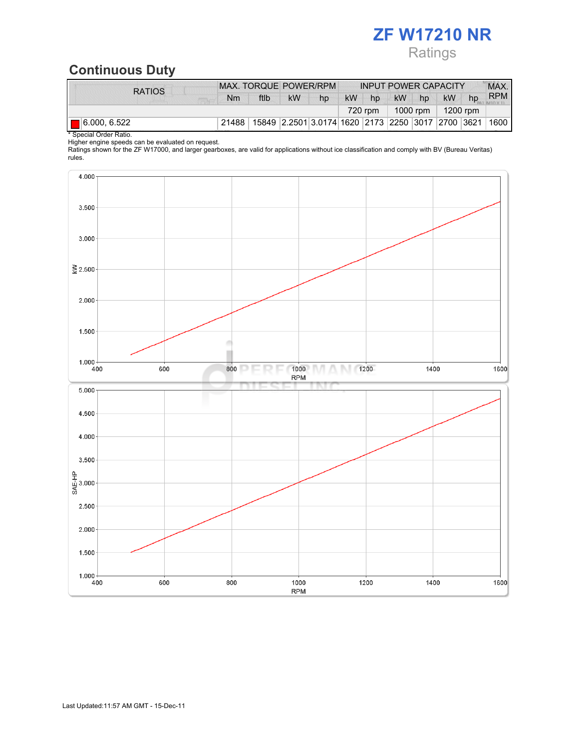# ZF W17210 NR

Ratings

## Continuous Duty

| RATIOS | MAX. TORQUE | | POWER/RPM | | INPUT POWER CAPACITY | | | | | | MAX. RPM |
|---|---|---|---|---|---|---|---|---|---|---|---|
| | Nm | ftlb | kW | hp | kW | hp | kW | hp | kW | hp | |
| | | | | | 720 rpm | | 1000 rpm | | 1200 rpm | | |
| 6.000, 6.522 | 21488 | 15849 | 2.2501 | 3.0174 | 1620 | 2173 | 2250 | 3017 | 2700 | 3621 | 1600 |

* Special Order Ratio.
Higher engine speeds can be evaluated on request.
Ratings shown for the ZF W17000, and larger gearboxes, are valid for applications without ice classification and comply with BV (Bureau Veritas) rules.

Last Updated:11:57 AM GMT - 15-Dec-11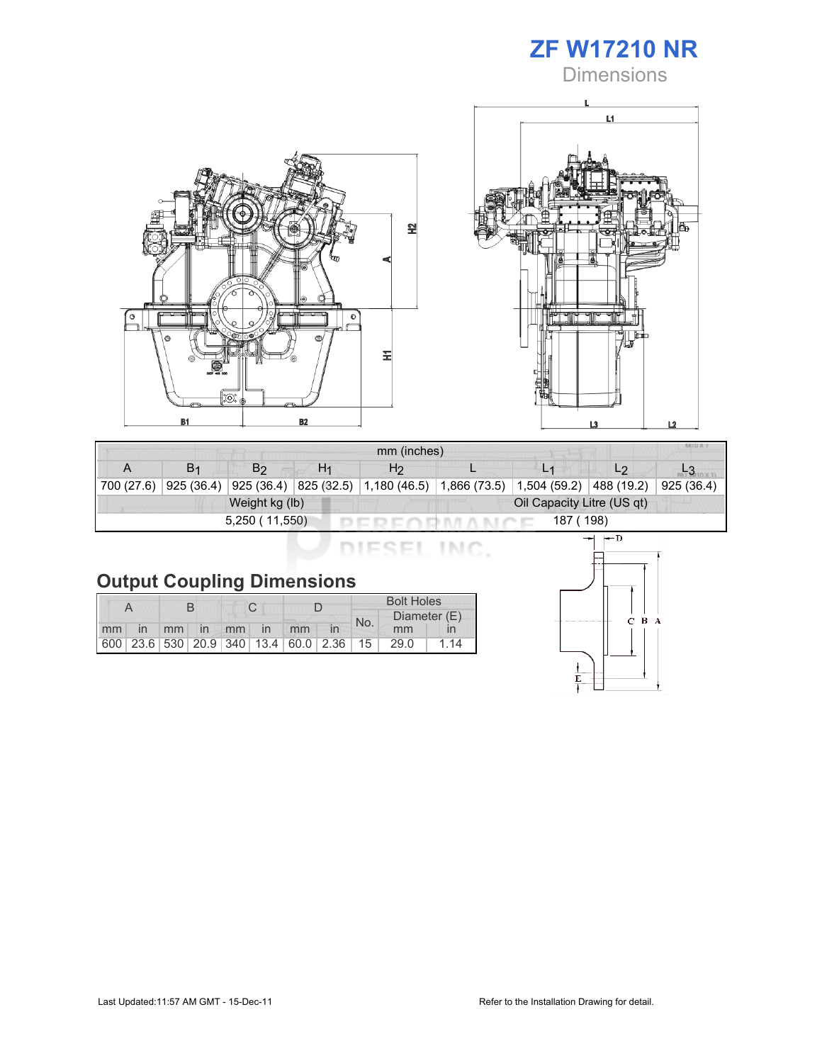# ZF W17210 NR

## Dimensions

| mm (inches) | | | | | | | | |
|---|---|---|---|---|---|---|---|---|
| A | $B_1$ | $B_2$ | $H_1$ | $H_2$ | L | $L_1$ | $L_2$ | $L_3$ |
| 700 (27.6) | 925 (36.4) | 925 (36.4) | 825 (32.5) | 1,180 (46.5) | 1,866 (73.5) | 1,504 (59.2) | 488 (19.2) | 925 (36.4) |

| Weight kg (lb) | Oil Capacity Litre (US qt) |
|---|---|
| 5,250 ( 11,550) | 187 ( 198) |

## Output Coupling Dimensions

| A | | B | | C | | D | | Bolt Holes | | |
|---|---|---|---|---|---|---|---|---|---|---|
| | | | | | | | | No. | Diameter (E) | |
| mm | in | mm | in | mm | in | mm | in | | mm | in |
| 600 | 23.6 | 530 | 20.9 | 340 | 13.4 | 60.0 | 2.36 | 15 | 29.0 | 1.14 |

Last Updated:11:57 AM GMT - 15-Dec-11

Refer to the Installation Drawing for detail.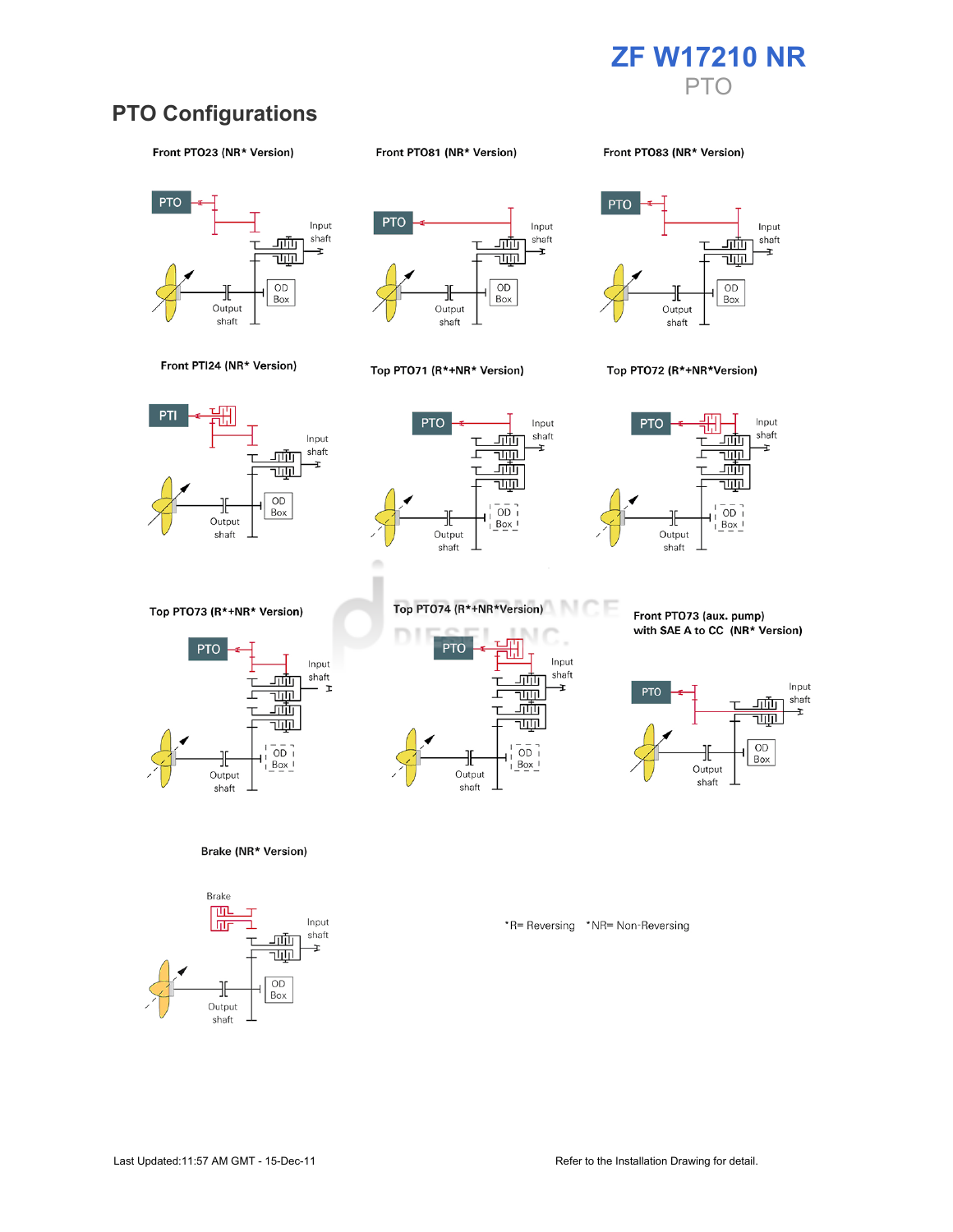# ZF W17210 NR

PTO

## PTO Configurations

**Front PTO23 (NR* Version)**

PTO

Input shaft

OD Box

Output shaft

**Front PTO81 (NR* Version)**

PTO

Input shaft

OD Box

Output shaft

**Front PTO83 (NR* Version)**

PTO

Input shaft

OD Box

Output shaft

**Front PTI24 (NR* Version)**

PTI

Input shaft

OD Box

Output shaft

**Top PTO71 (R*+NR* Version)**

PTO

Input shaft

OD Box

Output shaft

**Top PTO72 (R*+NR*Version)**

PTO

Input shaft

OD Box

Output shaft

**Top PTO73 (R*+NR* Version)**

PTO

Input shaft

OD Box

Output shaft

**Top PTO74 (R*+NR*Version)**

PTO

Input shaft

OD Box

Output shaft

**Front PTO73 (aux. pump) with SAE A to CC (NR* Version)**

PTO

Input shaft

OD Box

Output shaft

**Brake (NR* Version)**

Brake

Input shaft

OD Box

Output shaft

*R= Reversing *NR= Non-Reversing

Last Updated:11:57 AM GMT - 15-Dec-11

Refer to the Installation Drawing for detail.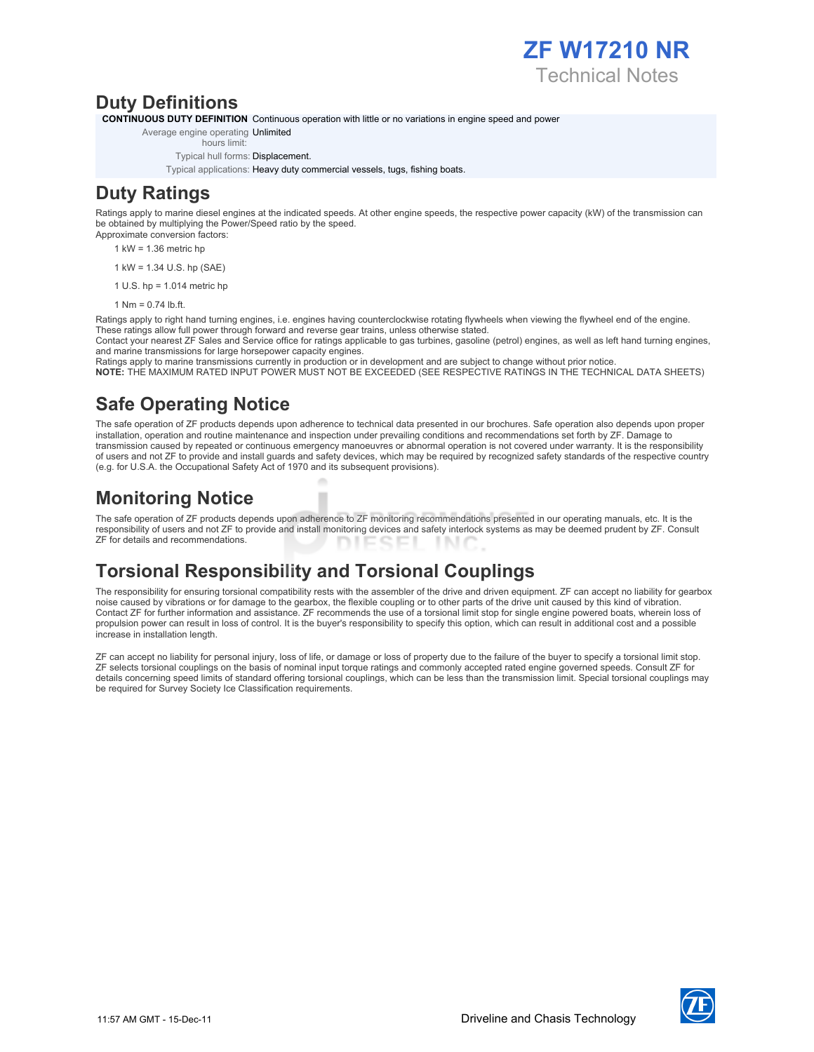# ZF W17210 NR

Technical Notes

## Duty Definitions

| | |
|---|---|
| **CONTINUOUS DUTY DEFINITION** | Continuous operation with little or no variations in engine speed and power |
| Average engine operating hours limit: | Unlimited |
| Typical hull forms: | Displacement. |
| Typical applications: | Heavy duty commercial vessels, tugs, fishing boats. |

## Duty Ratings

Ratings apply to marine diesel engines at the indicated speeds. At other engine speeds, the respective power capacity (kW) of the transmission can be obtained by multiplying the Power/Speed ratio by the speed.
Approximate conversion factors:

1 kW = 1.36 metric hp

1 kW = 1.34 U.S. hp (SAE)

1 U.S. hp = 1.014 metric hp

1 Nm = 0.74 lb.ft.

Ratings apply to right hand turning engines, i.e. engines having counterclockwise rotating flywheels when viewing the flywheel end of the engine. These ratings allow full power through forward and reverse gear trains, unless otherwise stated.
Contact your nearest ZF Sales and Service office for ratings applicable to gas turbines, gasoline (petrol) engines, as well as left hand turning engines, and marine transmissions for large horsepower capacity engines.
Ratings apply to marine transmissions currently in production or in development and are subject to change without prior notice.
**NOTE:** THE MAXIMUM RATED INPUT POWER MUST NOT BE EXCEEDED (SEE RESPECTIVE RATINGS IN THE TECHNICAL DATA SHEETS)

## Safe Operating Notice

The safe operation of ZF products depends upon adherence to technical data presented in our brochures. Safe operation also depends upon proper installation, operation and routine maintenance and inspection under prevailing conditions and recommendations set forth by ZF. Damage to transmission caused by repeated or continuous emergency manoeuvres or abnormal operation is not covered under warranty. It is the responsibility of users and not ZF to provide and install guards and safety devices, which may be required by recognized safety standards of the respective country (e.g. for U.S.A. the Occupational Safety Act of 1970 and its subsequent provisions).

## Monitoring Notice

The safe operation of ZF products depends upon adherence to ZF monitoring recommendations presented in our operating manuals, etc. It is the responsibility of users and not ZF to provide and install monitoring devices and safety interlock systems as may be deemed prudent by ZF. Consult ZF for details and recommendations.

## Torsional Responsibility and Torsional Couplings

The responsibility for ensuring torsional compatibility rests with the assembler of the drive and driven equipment. ZF can accept no liability for gearbox noise caused by vibrations or for damage to the gearbox, the flexible coupling or to other parts of the drive unit caused by this kind of vibration. Contact ZF for further information and assistance. ZF recommends the use of a torsional limit stop for single engine powered boats, wherein loss of propulsion power can result in loss of control. It is the buyer's responsibility to specify this option, which can result in additional cost and a possible increase in installation length.

ZF can accept no liability for personal injury, loss of life, or damage or loss of property due to the failure of the buyer to specify a torsional limit stop. ZF selects torsional couplings on the basis of nominal input torque ratings and commonly accepted rated engine governed speeds. Consult ZF for details concerning speed limits of standard offering torsional couplings, which can be less than the transmission limit. Special torsional couplings may be required for Survey Society Ice Classification requirements.